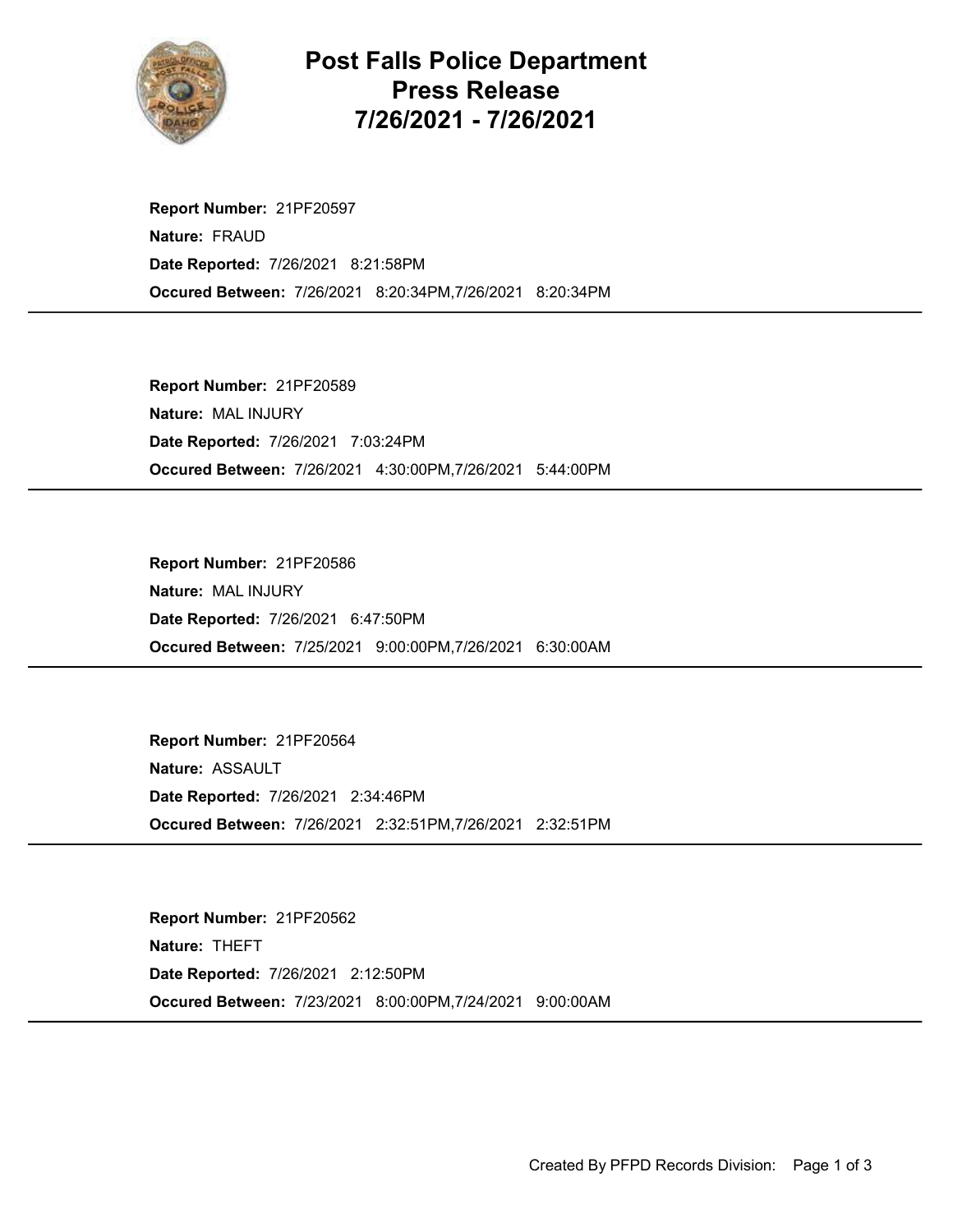# Post Falls Police Department Press Release 7/26/2021 - 7/26/2021

**Report Number:** 21PF20597
**Nature:** FRAUD
**Date Reported:** 7/26/2021 8:21:58PM
**Occured Between:** 7/26/2021 8:20:34PM,7/26/2021 8:20:34PM

---

**Report Number:** 21PF20589
**Nature:** MAL INJURY
**Date Reported:** 7/26/2021 7:03:24PM
**Occured Between:** 7/26/2021 4:30:00PM,7/26/2021 5:44:00PM

---

**Report Number:** 21PF20586
**Nature:** MAL INJURY
**Date Reported:** 7/26/2021 6:47:50PM
**Occured Between:** 7/25/2021 9:00:00PM,7/26/2021 6:30:00AM

---

**Report Number:** 21PF20564
**Nature:** ASSAULT
**Date Reported:** 7/26/2021 2:34:46PM
**Occured Between:** 7/26/2021 2:32:51PM,7/26/2021 2:32:51PM

---

**Report Number:** 21PF20562
**Nature:** THEFT
**Date Reported:** 7/26/2021 2:12:50PM
**Occured Between:** 7/23/2021 8:00:00PM,7/24/2021 9:00:00AM

---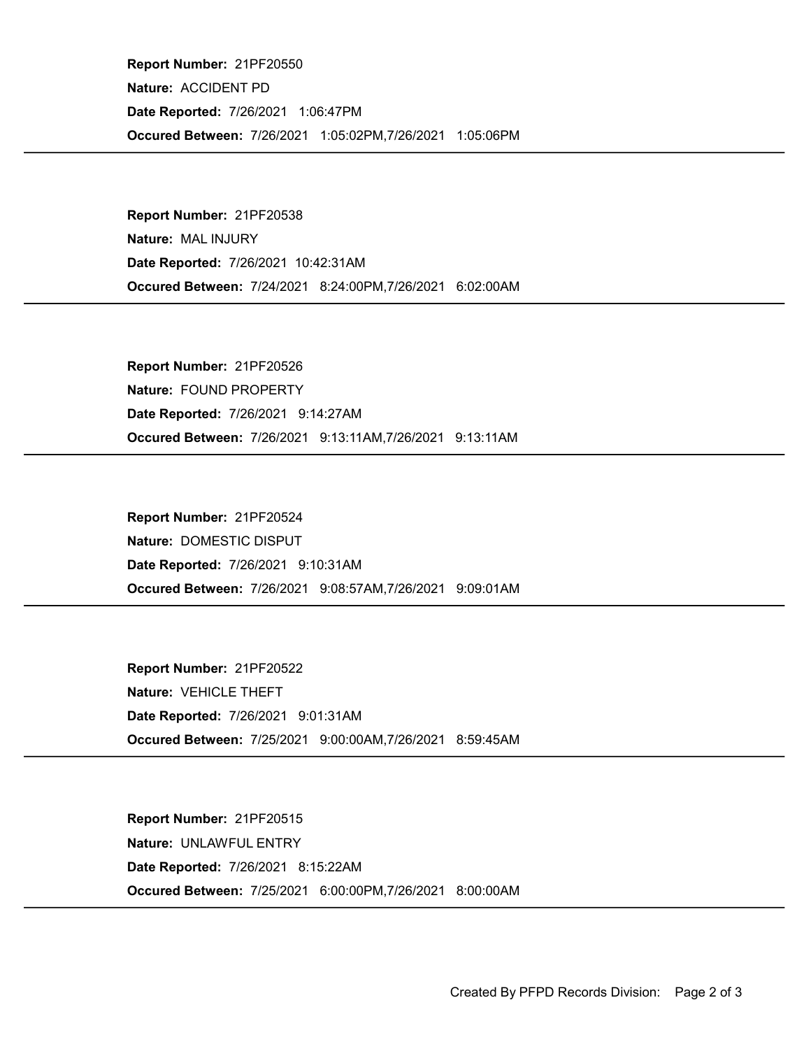**Report Number:** 21PF20550
**Nature:** ACCIDENT PD
**Date Reported:** 7/26/2021 1:06:47PM
**Occured Between:** 7/26/2021 1:05:02PM,7/26/2021 1:05:06PM

---

**Report Number:** 21PF20538
**Nature:** MAL INJURY
**Date Reported:** 7/26/2021 10:42:31AM
**Occured Between:** 7/24/2021 8:24:00PM,7/26/2021 6:02:00AM

---

**Report Number:** 21PF20526
**Nature:** FOUND PROPERTY
**Date Reported:** 7/26/2021 9:14:27AM
**Occured Between:** 7/26/2021 9:13:11AM,7/26/2021 9:13:11AM

---

**Report Number:** 21PF20524
**Nature:** DOMESTIC DISPUT
**Date Reported:** 7/26/2021 9:10:31AM
**Occured Between:** 7/26/2021 9:08:57AM,7/26/2021 9:09:01AM

---

**Report Number:** 21PF20522
**Nature:** VEHICLE THEFT
**Date Reported:** 7/26/2021 9:01:31AM
**Occured Between:** 7/25/2021 9:00:00AM,7/26/2021 8:59:45AM

---

**Report Number:** 21PF20515
**Nature:** UNLAWFUL ENTRY
**Date Reported:** 7/26/2021 8:15:22AM
**Occured Between:** 7/25/2021 6:00:00PM,7/26/2021 8:00:00AM

---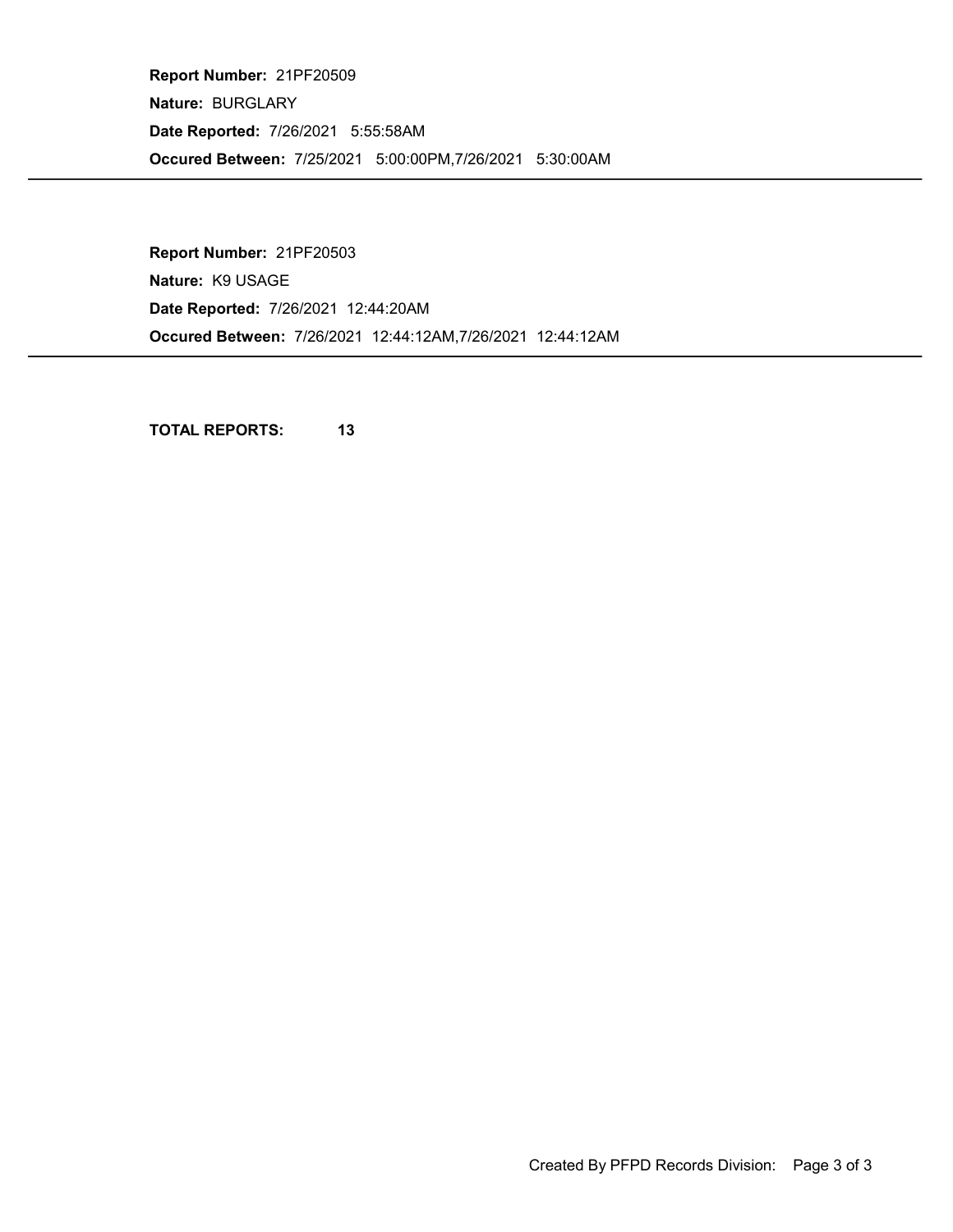**Report Number:** 21PF20509

**Nature:** BURGLARY

**Date Reported:** 7/26/2021 5:55:58AM

**Occured Between:** 7/25/2021 5:00:00PM,7/26/2021 5:30:00AM

---

**Report Number:** 21PF20503

**Nature:** K9 USAGE

**Date Reported:** 7/26/2021 12:44:20AM

**Occured Between:** 7/26/2021 12:44:12AM,7/26/2021 12:44:12AM

---

**TOTAL REPORTS: 13**

Created By PFPD Records Division: